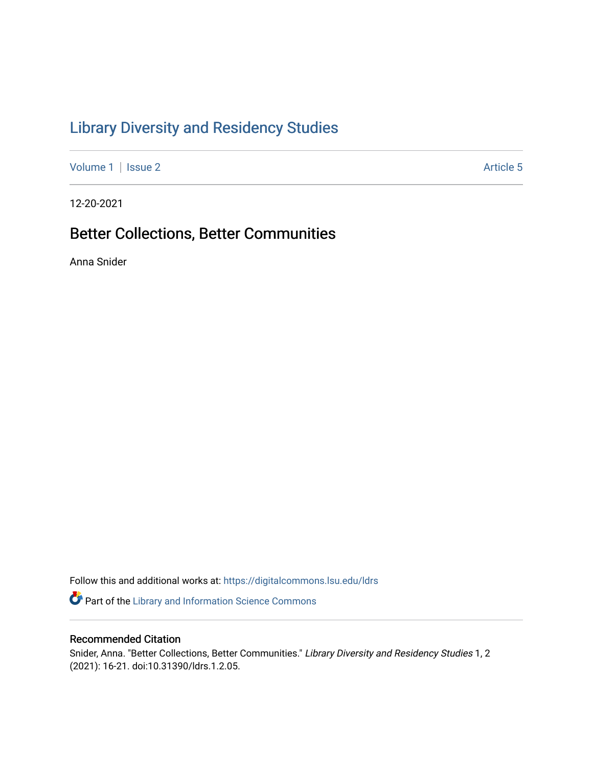# Library Diversity and Residency Studies

Volume 1 | Issue 2 | Article 5

12-20-2021

## Better Collections, Better Communities

Anna Snider

Follow this and additional works at: https://digitalcommons.lsu.edu/ldrs

Part of the Library and Information Science Commons

### Recommended Citation

Snider, Anna. "Better Collections, Better Communities." *Library Diversity and Residency Studies* 1, 2 (2021): 16-21. doi:10.31390/ldrs.1.2.05.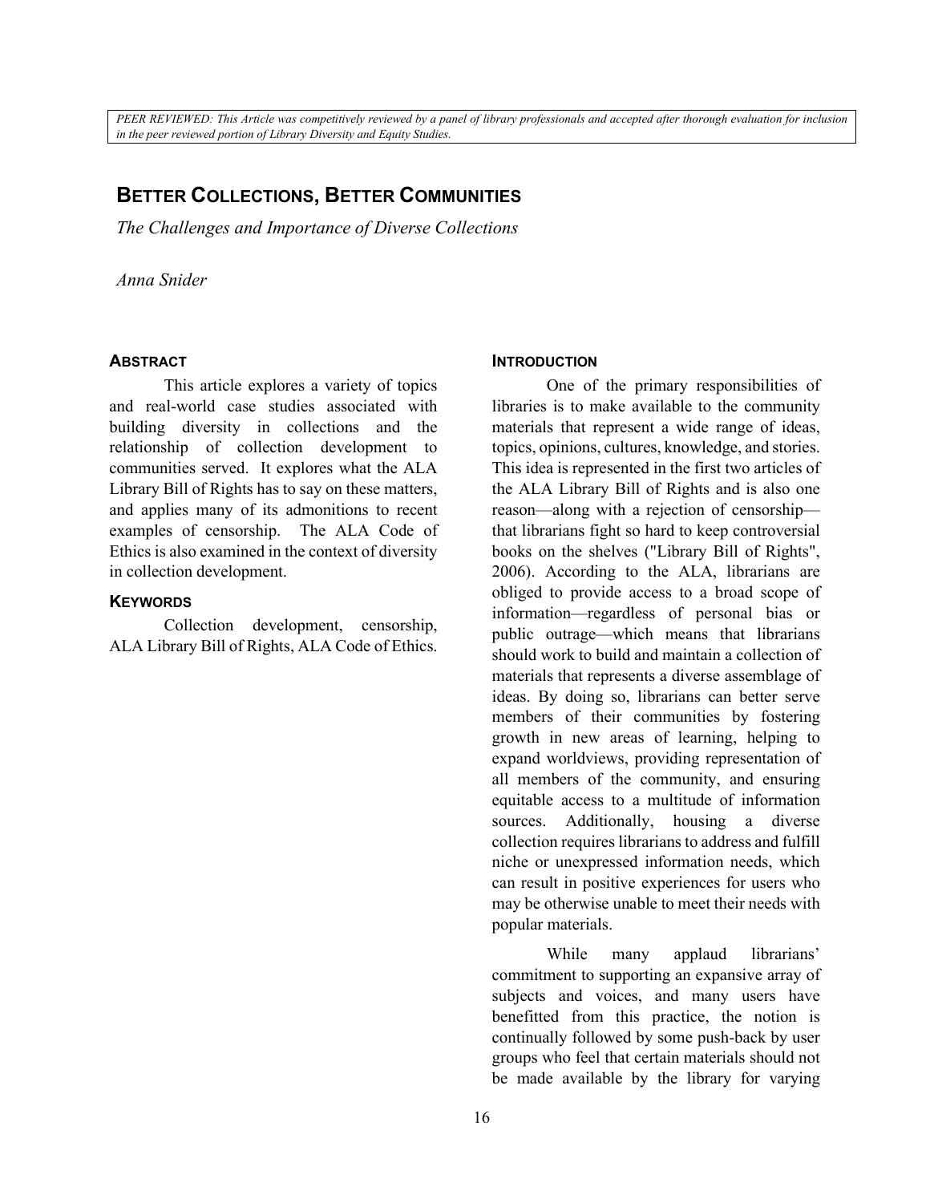*PEER REVIEWED: This Article was competitively reviewed by a panel of library professionals and accepted after thorough evaluation for inclusion in the peer reviewed portion of Library Diversity and Equity Studies.*

# Better Collections, Better Communities

*The Challenges and Importance of Diverse Collections*

*Anna Snider*

## Abstract

This article explores a variety of topics and real-world case studies associated with building diversity in collections and the relationship of collection development to communities served. It explores what the ALA Library Bill of Rights has to say on these matters, and applies many of its admonitions to recent examples of censorship. The ALA Code of Ethics is also examined in the context of diversity in collection development.

## Keywords

Collection development, censorship, ALA Library Bill of Rights, ALA Code of Ethics.

## Introduction

One of the primary responsibilities of libraries is to make available to the community materials that represent a wide range of ideas, topics, opinions, cultures, knowledge, and stories. This idea is represented in the first two articles of the ALA Library Bill of Rights and is also one reason—along with a rejection of censorship—that librarians fight so hard to keep controversial books on the shelves ("Library Bill of Rights", 2006). According to the ALA, librarians are obliged to provide access to a broad scope of information—regardless of personal bias or public outrage—which means that librarians should work to build and maintain a collection of materials that represents a diverse assemblage of ideas. By doing so, librarians can better serve members of their communities by fostering growth in new areas of learning, helping to expand worldviews, providing representation of all members of the community, and ensuring equitable access to a multitude of information sources. Additionally, housing a diverse collection requires librarians to address and fulfill niche or unexpressed information needs, which can result in positive experiences for users who may be otherwise unable to meet their needs with popular materials.

While many applaud librarians' commitment to supporting an expansive array of subjects and voices, and many users have benefitted from this practice, the notion is continually followed by some push-back by user groups who feel that certain materials should not be made available by the library for varying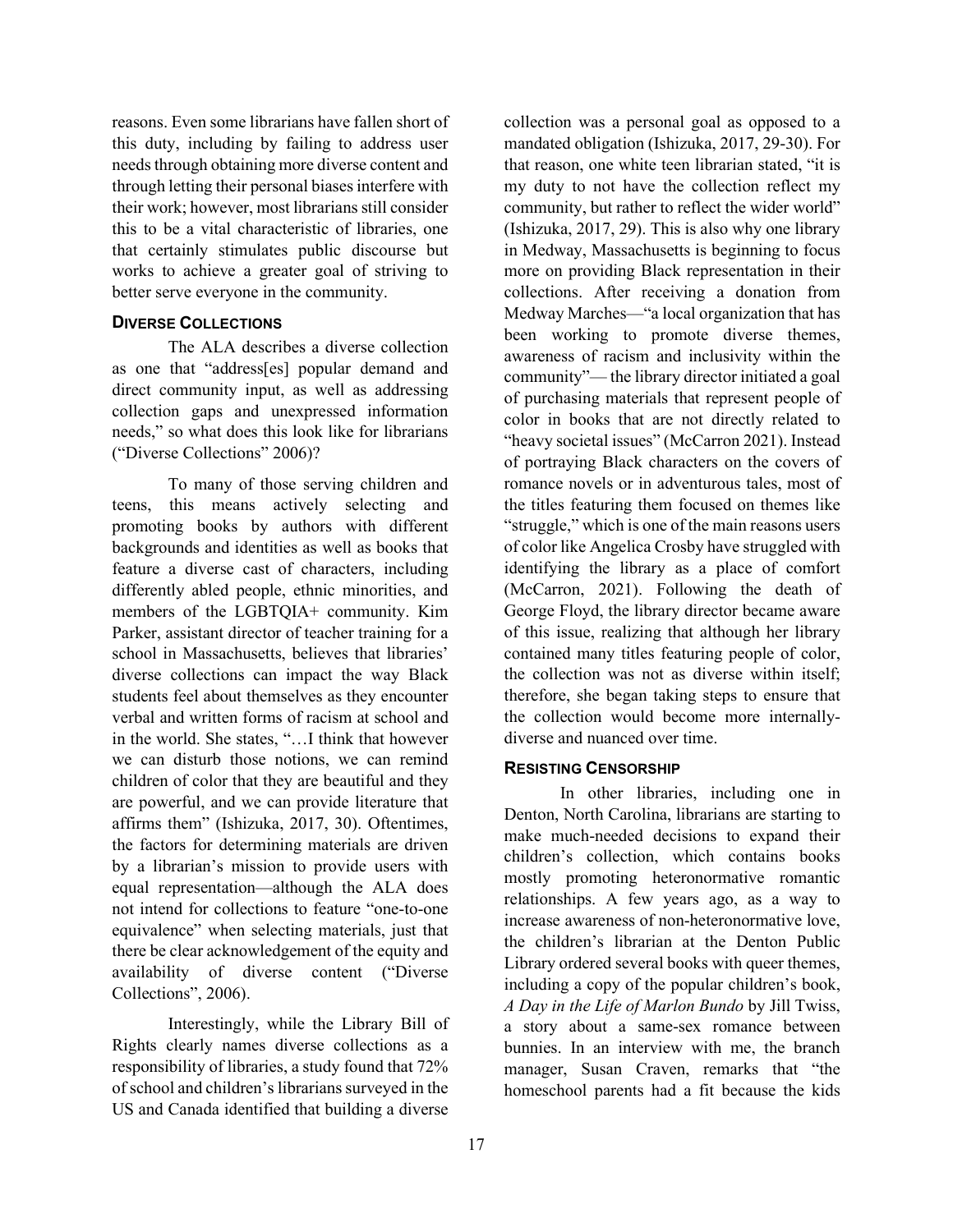reasons. Even some librarians have fallen short of this duty, including by failing to address user needs through obtaining more diverse content and through letting their personal biases interfere with their work; however, most librarians still consider this to be a vital characteristic of libraries, one that certainly stimulates public discourse but works to achieve a greater goal of striving to better serve everyone in the community.

## DIVERSE COLLECTIONS

The ALA describes a diverse collection as one that "address[es] popular demand and direct community input, as well as addressing collection gaps and unexpressed information needs," so what does this look like for librarians ("Diverse Collections" 2006)?

To many of those serving children and teens, this means actively selecting and promoting books by authors with different backgrounds and identities as well as books that feature a diverse cast of characters, including differently abled people, ethnic minorities, and members of the LGBTQIA+ community. Kim Parker, assistant director of teacher training for a school in Massachusetts, believes that libraries' diverse collections can impact the way Black students feel about themselves as they encounter verbal and written forms of racism at school and in the world. She states, "…I think that however we can disturb those notions, we can remind children of color that they are beautiful and they are powerful, and we can provide literature that affirms them" (Ishizuka, 2017, 30). Oftentimes, the factors for determining materials are driven by a librarian's mission to provide users with equal representation—although the ALA does not intend for collections to feature "one-to-one equivalence" when selecting materials, just that there be clear acknowledgement of the equity and availability of diverse content ("Diverse Collections", 2006).

Interestingly, while the Library Bill of Rights clearly names diverse collections as a responsibility of libraries, a study found that 72% of school and children's librarians surveyed in the US and Canada identified that building a diverse collection was a personal goal as opposed to a mandated obligation (Ishizuka, 2017, 29-30). For that reason, one white teen librarian stated, "it is my duty to not have the collection reflect my community, but rather to reflect the wider world" (Ishizuka, 2017, 29). This is also why one library in Medway, Massachusetts is beginning to focus more on providing Black representation in their collections. After receiving a donation from Medway Marches—"a local organization that has been working to promote diverse themes, awareness of racism and inclusivity within the community"— the library director initiated a goal of purchasing materials that represent people of color in books that are not directly related to "heavy societal issues" (McCarron 2021). Instead of portraying Black characters on the covers of romance novels or in adventurous tales, most of the titles featuring them focused on themes like "struggle," which is one of the main reasons users of color like Angelica Crosby have struggled with identifying the library as a place of comfort (McCarron, 2021). Following the death of George Floyd, the library director became aware of this issue, realizing that although her library contained many titles featuring people of color, the collection was not as diverse within itself; therefore, she began taking steps to ensure that the collection would become more internally-diverse and nuanced over time.

## RESISTING CENSORSHIP

In other libraries, including one in Denton, North Carolina, librarians are starting to make much-needed decisions to expand their children's collection, which contains books mostly promoting heteronormative romantic relationships. A few years ago, as a way to increase awareness of non-heteronormative love, the children's librarian at the Denton Public Library ordered several books with queer themes, including a copy of the popular children's book, *A Day in the Life of Marlon Bundo* by Jill Twiss, a story about a same-sex romance between bunnies. In an interview with me, the branch manager, Susan Craven, remarks that "the homeschool parents had a fit because the kids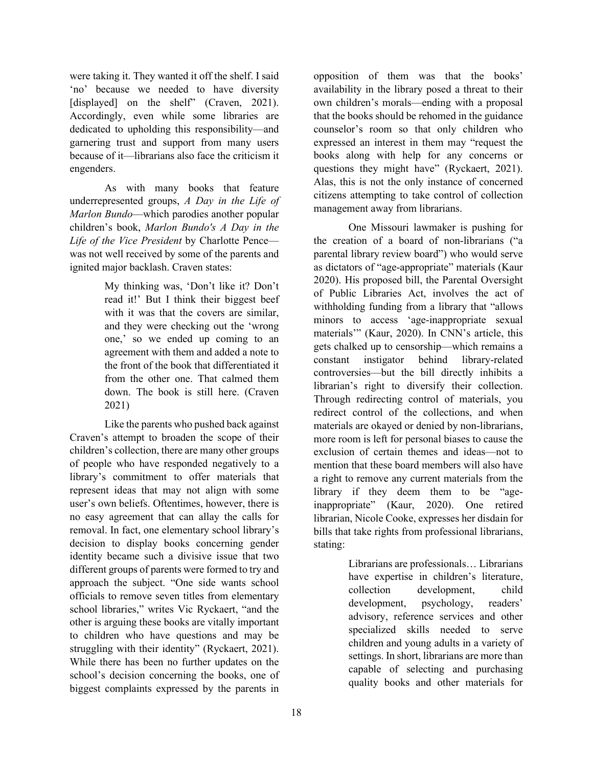were taking it. They wanted it off the shelf. I said 'no' because we needed to have diversity [displayed] on the shelf" (Craven, 2021). Accordingly, even while some libraries are dedicated to upholding this responsibility—and garnering trust and support from many users because of it—librarians also face the criticism it engenders.

As with many books that feature underrepresented groups, *A Day in the Life of Marlon Bundo*—which parodies another popular children's book, *Marlon Bundo's A Day in the Life of the Vice President* by Charlotte Pence—was not well received by some of the parents and ignited major backlash. Craven states:

> My thinking was, 'Don't like it? Don't read it!' But I think their biggest beef with it was that the covers are similar, and they were checking out the 'wrong one,' so we ended up coming to an agreement with them and added a note to the front of the book that differentiated it from the other one. That calmed them down. The book is still here. (Craven 2021)

Like the parents who pushed back against Craven's attempt to broaden the scope of their children's collection, there are many other groups of people who have responded negatively to a library's commitment to offer materials that represent ideas that may not align with some user's own beliefs. Oftentimes, however, there is no easy agreement that can allay the calls for removal. In fact, one elementary school library's decision to display books concerning gender identity became such a divisive issue that two different groups of parents were formed to try and approach the subject. "One side wants school officials to remove seven titles from elementary school libraries," writes Vic Ryckaert, "and the other is arguing these books are vitally important to children who have questions and may be struggling with their identity" (Ryckaert, 2021). While there has been no further updates on the school's decision concerning the books, one of biggest complaints expressed by the parents in opposition of them was that the books' availability in the library posed a threat to their own children's morals—ending with a proposal that the books should be rehomed in the guidance counselor's room so that only children who expressed an interest in them may "request the books along with help for any concerns or questions they might have" (Ryckaert, 2021). Alas, this is not the only instance of concerned citizens attempting to take control of collection management away from librarians.

One Missouri lawmaker is pushing for the creation of a board of non-librarians ("a parental library review board") who would serve as dictators of "age-appropriate" materials (Kaur 2020). His proposed bill, the Parental Oversight of Public Libraries Act, involves the act of withholding funding from a library that "allows minors to access 'age-inappropriate sexual materials'" (Kaur, 2020). In CNN's article, this gets chalked up to censorship—which remains a constant instigator behind library-related controversies—but the bill directly inhibits a librarian's right to diversify their collection. Through redirecting control of materials, you redirect control of the collections, and when materials are okayed or denied by non-librarians, more room is left for personal biases to cause the exclusion of certain themes and ideas—not to mention that these board members will also have a right to remove any current materials from the library if they deem them to be "age-inappropriate" (Kaur, 2020). One retired librarian, Nicole Cooke, expresses her disdain for bills that take rights from professional librarians, stating:

> Librarians are professionals… Librarians have expertise in children's literature, collection development, child development, psychology, readers' advisory, reference services and other specialized skills needed to serve children and young adults in a variety of settings. In short, librarians are more than capable of selecting and purchasing quality books and other materials for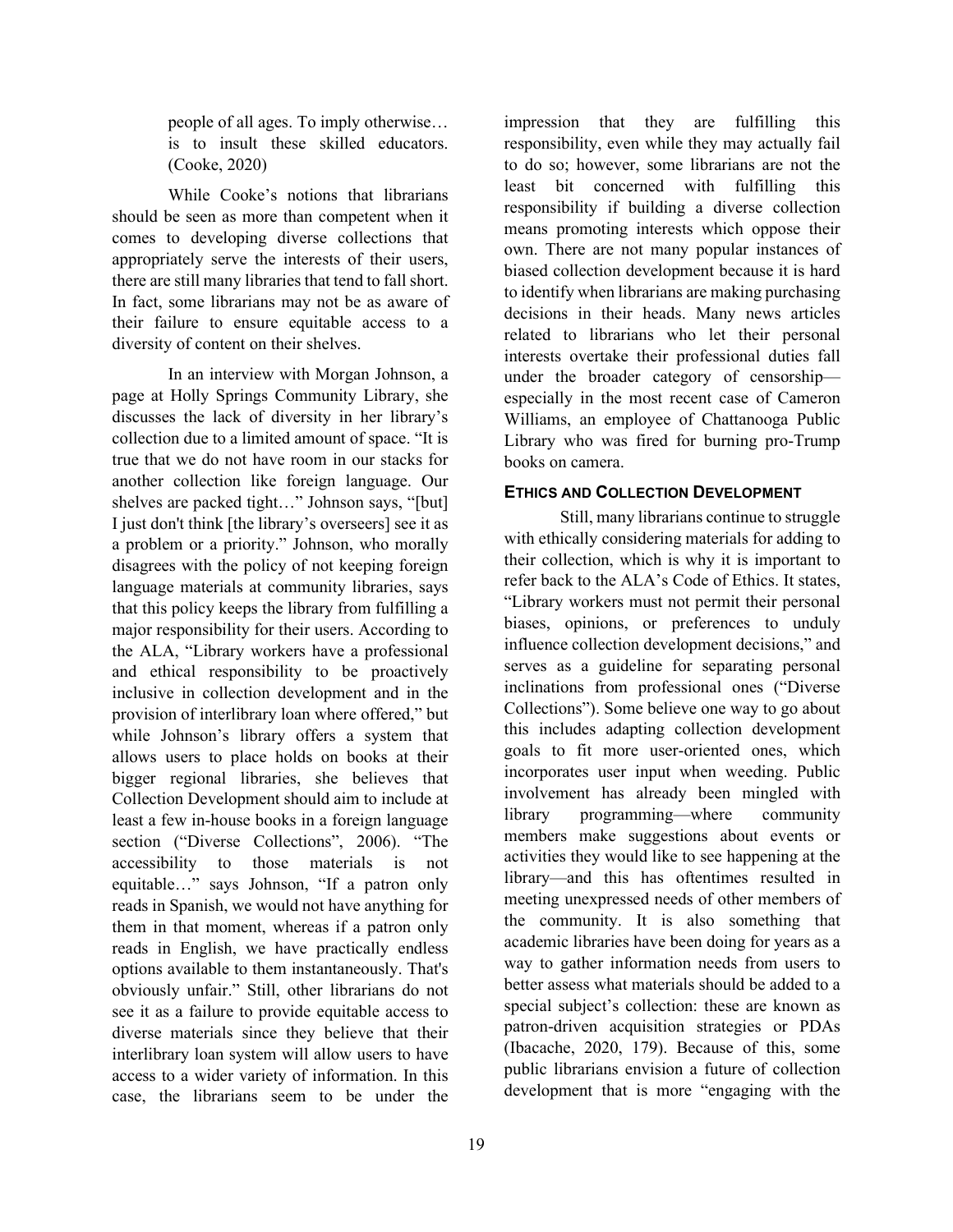> people of all ages. To imply otherwise… is to insult these skilled educators. (Cooke, 2020)

While Cooke's notions that librarians should be seen as more than competent when it comes to developing diverse collections that appropriately serve the interests of their users, there are still many libraries that tend to fall short. In fact, some librarians may not be as aware of their failure to ensure equitable access to a diversity of content on their shelves.

In an interview with Morgan Johnson, a page at Holly Springs Community Library, she discusses the lack of diversity in her library's collection due to a limited amount of space. "It is true that we do not have room in our stacks for another collection like foreign language. Our shelves are packed tight…" Johnson says, "[but] I just don't think [the library's overseers] see it as a problem or a priority." Johnson, who morally disagrees with the policy of not keeping foreign language materials at community libraries, says that this policy keeps the library from fulfilling a major responsibility for their users. According to the ALA, "Library workers have a professional and ethical responsibility to be proactively inclusive in collection development and in the provision of interlibrary loan where offered," but while Johnson's library offers a system that allows users to place holds on books at their bigger regional libraries, she believes that Collection Development should aim to include at least a few in-house books in a foreign language section ("Diverse Collections", 2006). "The accessibility to those materials is not equitable…" says Johnson, "If a patron only reads in Spanish, we would not have anything for them in that moment, whereas if a patron only reads in English, we have practically endless options available to them instantaneously. That's obviously unfair." Still, other librarians do not see it as a failure to provide equitable access to diverse materials since they believe that their interlibrary loan system will allow users to have access to a wider variety of information. In this case, the librarians seem to be under the impression that they are fulfilling this responsibility, even while they may actually fail to do so; however, some librarians are not the least bit concerned with fulfilling this responsibility if building a diverse collection means promoting interests which oppose their own. There are not many popular instances of biased collection development because it is hard to identify when librarians are making purchasing decisions in their heads. Many news articles related to librarians who let their personal interests overtake their professional duties fall under the broader category of censorship—especially in the most recent case of Cameron Williams, an employee of Chattanooga Public Library who was fired for burning pro-Trump books on camera.

## Ethics and Collection Development

Still, many librarians continue to struggle with ethically considering materials for adding to their collection, which is why it is important to refer back to the ALA's Code of Ethics. It states, "Library workers must not permit their personal biases, opinions, or preferences to unduly influence collection development decisions," and serves as a guideline for separating personal inclinations from professional ones ("Diverse Collections"). Some believe one way to go about this includes adapting collection development goals to fit more user-oriented ones, which incorporates user input when weeding. Public involvement has already been mingled with library programming—where community members make suggestions about events or activities they would like to see happening at the library—and this has oftentimes resulted in meeting unexpressed needs of other members of the community. It is also something that academic libraries have been doing for years as a way to gather information needs from users to better assess what materials should be added to a special subject's collection: these are known as patron-driven acquisition strategies or PDAs (Ibacache, 2020, 179). Because of this, some public librarians envision a future of collection development that is more "engaging with the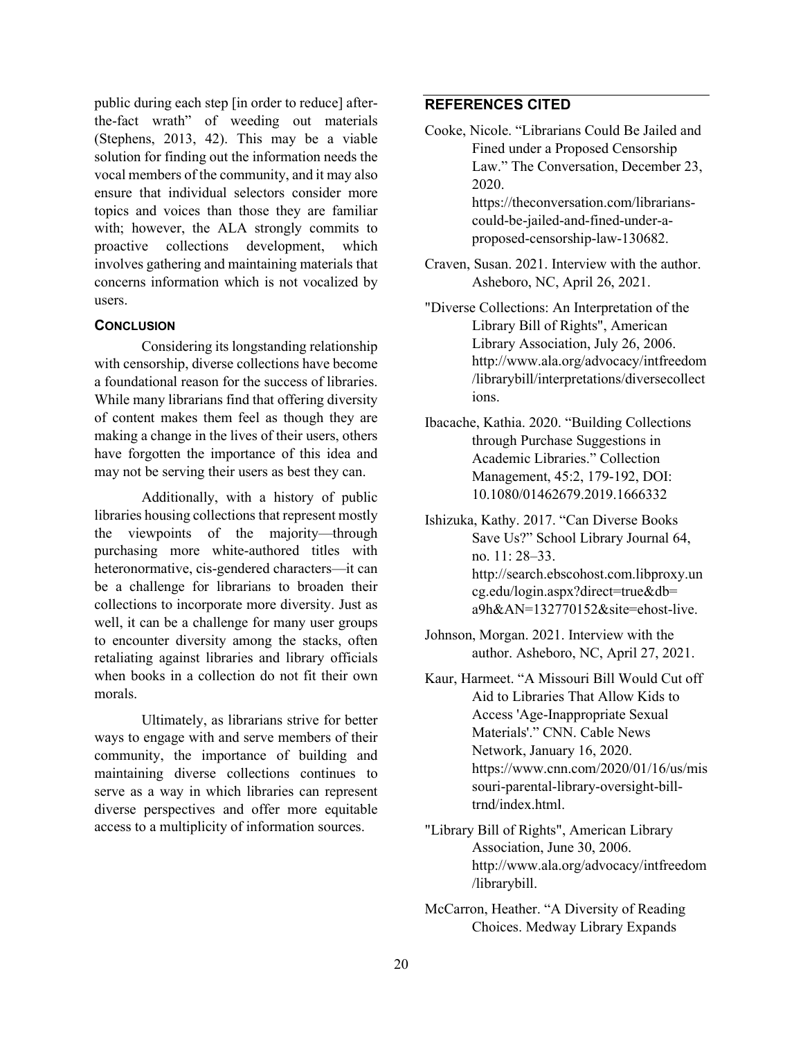public during each step [in order to reduce] after-the-fact wrath" of weeding out materials (Stephens, 2013, 42). This may be a viable solution for finding out the information needs the vocal members of the community, and it may also ensure that individual selectors consider more topics and voices than those they are familiar with; however, the ALA strongly commits to proactive collections development, which involves gathering and maintaining materials that concerns information which is not vocalized by users.

### Conclusion

Considering its longstanding relationship with censorship, diverse collections have become a foundational reason for the success of libraries. While many librarians find that offering diversity of content makes them feel as though they are making a change in the lives of their users, others have forgotten the importance of this idea and may not be serving their users as best they can.

Additionally, with a history of public libraries housing collections that represent mostly the viewpoints of the majority—through purchasing more white-authored titles with heteronormative, cis-gendered characters—it can be a challenge for librarians to broaden their collections to incorporate more diversity. Just as well, it can be a challenge for many user groups to encounter diversity among the stacks, often retaliating against libraries and library officials when books in a collection do not fit their own morals.

Ultimately, as librarians strive for better ways to engage with and serve members of their community, the importance of building and maintaining diverse collections continues to serve as a way in which libraries can represent diverse perspectives and offer more equitable access to a multiplicity of information sources.

## References Cited

Cooke, Nicole. "Librarians Could Be Jailed and Fined under a Proposed Censorship Law." The Conversation, December 23, 2020. https://theconversation.com/librarians-could-be-jailed-and-fined-under-a-proposed-censorship-law-130682.

Craven, Susan. 2021. Interview with the author. Asheboro, NC, April 26, 2021.

"Diverse Collections: An Interpretation of the Library Bill of Rights", American Library Association, July 26, 2006. http://www.ala.org/advocacy/intfreedom/librarybill/interpretations/diversecollections.

Ibacache, Kathia. 2020. "Building Collections through Purchase Suggestions in Academic Libraries." Collection Management, 45:2, 179-192, DOI: 10.1080/01462679.2019.1666332

Ishizuka, Kathy. 2017. "Can Diverse Books Save Us?" School Library Journal 64, no. 11: 28–33. http://search.ebscohost.com.libproxy.uncg.edu/login.aspx?direct=true&db=a9h&AN=132770152&site=ehost-live.

Johnson, Morgan. 2021. Interview with the author. Asheboro, NC, April 27, 2021.

Kaur, Harmeet. "A Missouri Bill Would Cut off Aid to Libraries That Allow Kids to Access 'Age-Inappropriate Sexual Materials'." CNN. Cable News Network, January 16, 2020. https://www.cnn.com/2020/01/16/us/missouri-parental-library-oversight-bill-trnd/index.html.

"Library Bill of Rights", American Library Association, June 30, 2006. http://www.ala.org/advocacy/intfreedom/librarybill.

McCarron, Heather. "A Diversity of Reading Choices. Medway Library Expands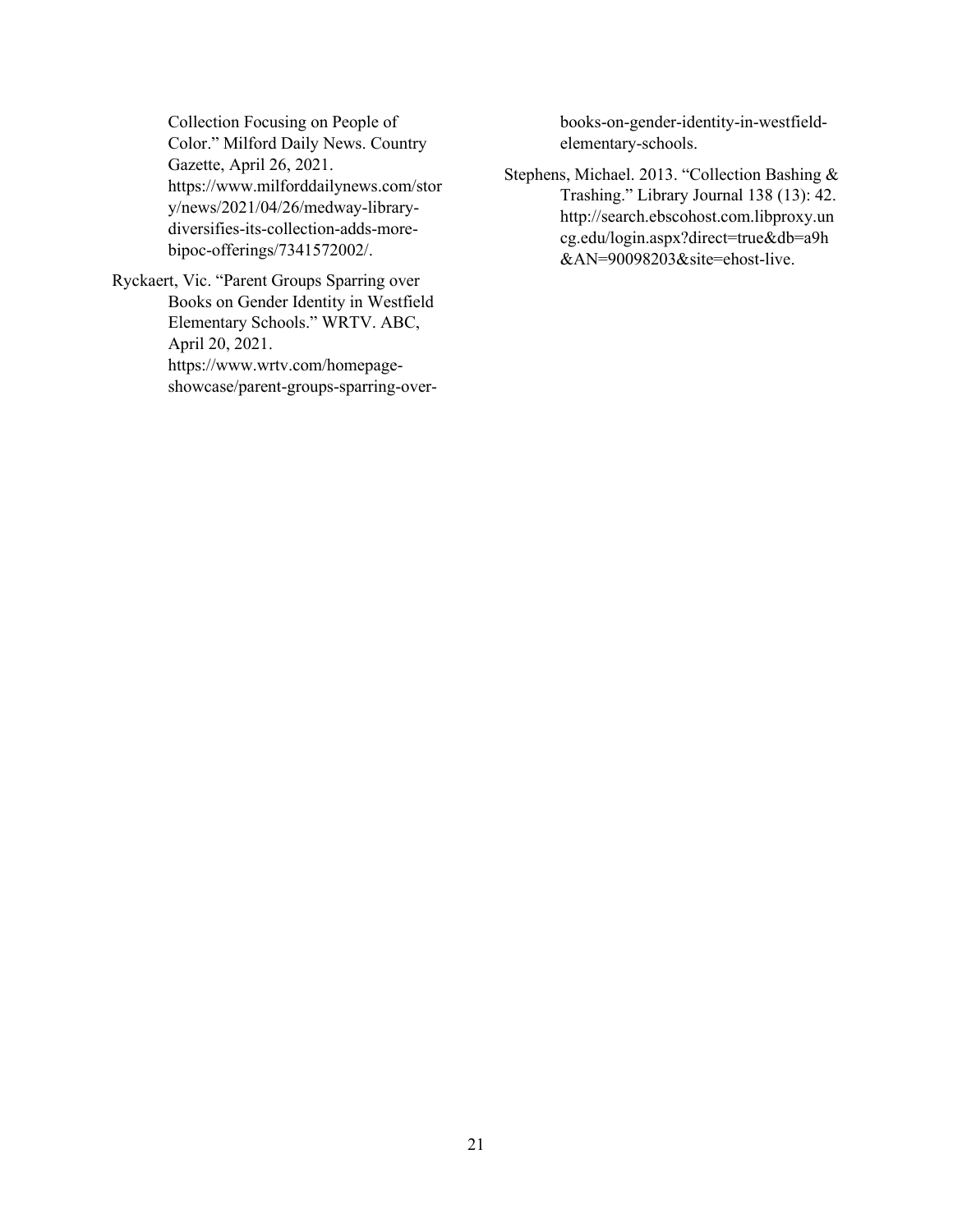Collection Focusing on People of Color." Milford Daily News. Country Gazette, April 26, 2021. https://www.milforddailynews.com/story/news/2021/04/26/medway-library-diversifies-its-collection-adds-more-bipoc-offerings/7341572002/.

Ryckaert, Vic. "Parent Groups Sparring over Books on Gender Identity in Westfield Elementary Schools." WRTV. ABC, April 20, 2021. https://www.wrtv.com/homepage-showcase/parent-groups-sparring-over-books-on-gender-identity-in-westfield-elementary-schools.

Stephens, Michael. 2013. "Collection Bashing & Trashing." Library Journal 138 (13): 42. http://search.ebscohost.com.libproxy.uncg.edu/login.aspx?direct=true&db=a9h&AN=90098203&site=ehost-live.